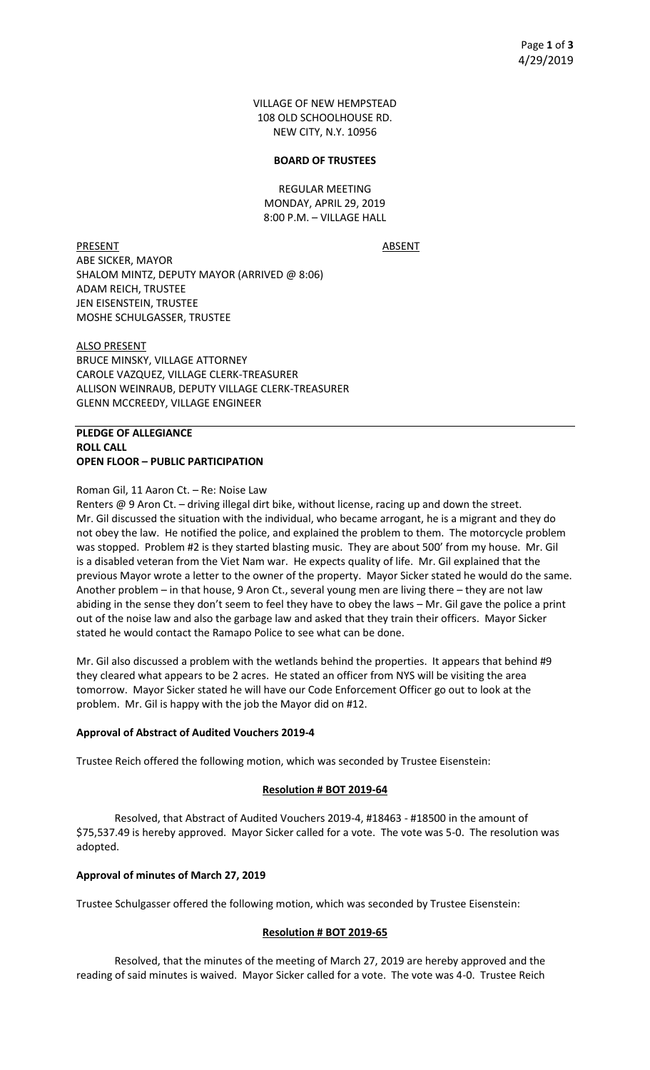VILLAGE OF NEW HEMPSTEAD
108 OLD SCHOOLHOUSE RD.
NEW CITY, N.Y. 10956

**BOARD OF TRUSTEES**

REGULAR MEETING
MONDAY, APRIL 29, 2019
8:00 P.M. – VILLAGE HALL

PRESENT

ABE SICKER, MAYOR
SHALOM MINTZ, DEPUTY MAYOR (ARRIVED @ 8:06)
ADAM REICH, TRUSTEE
JEN EISENSTEIN, TRUSTEE
MOSHE SCHULGASSER, TRUSTEE

ABSENT

ALSO PRESENT

BRUCE MINSKY, VILLAGE ATTORNEY
CAROLE VAZQUEZ, VILLAGE CLERK-TREASURER
ALLISON WEINRAUB, DEPUTY VILLAGE CLERK-TREASURER
GLENN MCCREEDY, VILLAGE ENGINEER

**PLEDGE OF ALLEGIANCE**
**ROLL CALL**
**OPEN FLOOR – PUBLIC PARTICIPATION**

Roman Gil, 11 Aaron Ct. – Re: Noise Law

Renters @ 9 Aron Ct. – driving illegal dirt bike, without license, racing up and down the street. Mr. Gil discussed the situation with the individual, who became arrogant, he is a migrant and they do not obey the law. He notified the police, and explained the problem to them. The motorcycle problem was stopped. Problem #2 is they started blasting music. They are about 500' from my house. Mr. Gil is a disabled veteran from the Viet Nam war. He expects quality of life. Mr. Gil explained that the previous Mayor wrote a letter to the owner of the property. Mayor Sicker stated he would do the same. Another problem – in that house, 9 Aron Ct., several young men are living there – they are not law abiding in the sense they don't seem to feel they have to obey the laws – Mr. Gil gave the police a print out of the noise law and also the garbage law and asked that they train their officers. Mayor Sicker stated he would contact the Ramapo Police to see what can be done.

Mr. Gil also discussed a problem with the wetlands behind the properties. It appears that behind #9 they cleared what appears to be 2 acres. He stated an officer from NYS will be visiting the area tomorrow. Mayor Sicker stated he will have our Code Enforcement Officer go out to look at the problem. Mr. Gil is happy with the job the Mayor did on #12.

**Approval of Abstract of Audited Vouchers 2019-4**

Trustee Reich offered the following motion, which was seconded by Trustee Eisenstein:

**Resolution # BOT 2019-64**

Resolved, that Abstract of Audited Vouchers 2019-4, #18463 - #18500 in the amount of $75,537.49 is hereby approved. Mayor Sicker called for a vote. The vote was 5-0. The resolution was adopted.

**Approval of minutes of March 27, 2019**

Trustee Schulgasser offered the following motion, which was seconded by Trustee Eisenstein:

**Resolution # BOT 2019-65**

Resolved, that the minutes of the meeting of March 27, 2019 are hereby approved and the reading of said minutes is waived. Mayor Sicker called for a vote. The vote was 4-0. Trustee Reich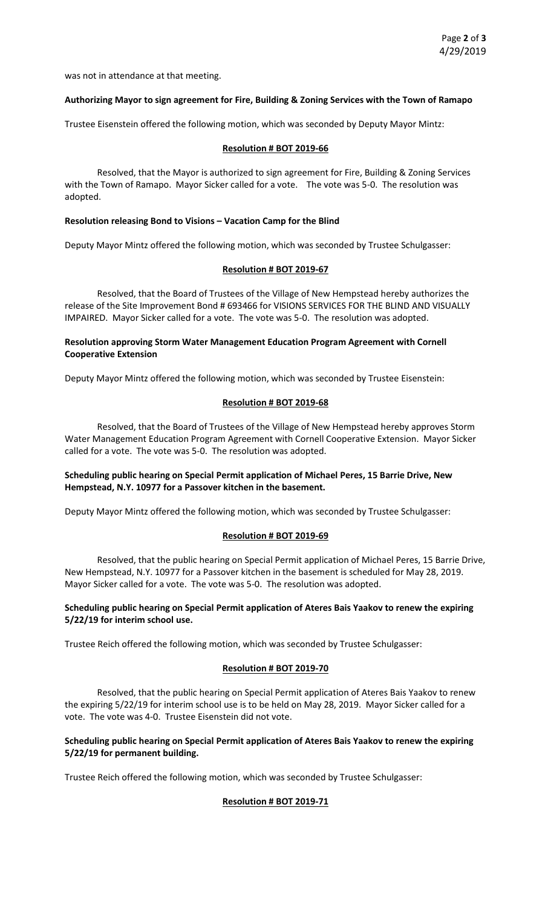was not in attendance at that meeting.

**Authorizing Mayor to sign agreement for Fire, Building & Zoning Services with the Town of Ramapo**

Trustee Eisenstein offered the following motion, which was seconded by Deputy Mayor Mintz:

**Resolution # BOT 2019-66**

Resolved, that the Mayor is authorized to sign agreement for Fire, Building & Zoning Services with the Town of Ramapo. Mayor Sicker called for a vote. The vote was 5-0. The resolution was adopted.

**Resolution releasing Bond to Visions – Vacation Camp for the Blind**

Deputy Mayor Mintz offered the following motion, which was seconded by Trustee Schulgasser:

**Resolution # BOT 2019-67**

Resolved, that the Board of Trustees of the Village of New Hempstead hereby authorizes the release of the Site Improvement Bond # 693466 for VISIONS SERVICES FOR THE BLIND AND VISUALLY IMPAIRED. Mayor Sicker called for a vote. The vote was 5-0. The resolution was adopted.

**Resolution approving Storm Water Management Education Program Agreement with Cornell Cooperative Extension**

Deputy Mayor Mintz offered the following motion, which was seconded by Trustee Eisenstein:

**Resolution # BOT 2019-68**

Resolved, that the Board of Trustees of the Village of New Hempstead hereby approves Storm Water Management Education Program Agreement with Cornell Cooperative Extension. Mayor Sicker called for a vote. The vote was 5-0. The resolution was adopted.

**Scheduling public hearing on Special Permit application of Michael Peres, 15 Barrie Drive, New Hempstead, N.Y. 10977 for a Passover kitchen in the basement.**

Deputy Mayor Mintz offered the following motion, which was seconded by Trustee Schulgasser:

**Resolution # BOT 2019-69**

Resolved, that the public hearing on Special Permit application of Michael Peres, 15 Barrie Drive, New Hempstead, N.Y. 10977 for a Passover kitchen in the basement is scheduled for May 28, 2019. Mayor Sicker called for a vote. The vote was 5-0. The resolution was adopted.

**Scheduling public hearing on Special Permit application of Ateres Bais Yaakov to renew the expiring 5/22/19 for interim school use.**

Trustee Reich offered the following motion, which was seconded by Trustee Schulgasser:

**Resolution # BOT 2019-70**

Resolved, that the public hearing on Special Permit application of Ateres Bais Yaakov to renew the expiring 5/22/19 for interim school use is to be held on May 28, 2019. Mayor Sicker called for a vote. The vote was 4-0. Trustee Eisenstein did not vote.

**Scheduling public hearing on Special Permit application of Ateres Bais Yaakov to renew the expiring 5/22/19 for permanent building.**

Trustee Reich offered the following motion, which was seconded by Trustee Schulgasser:

**Resolution # BOT 2019-71**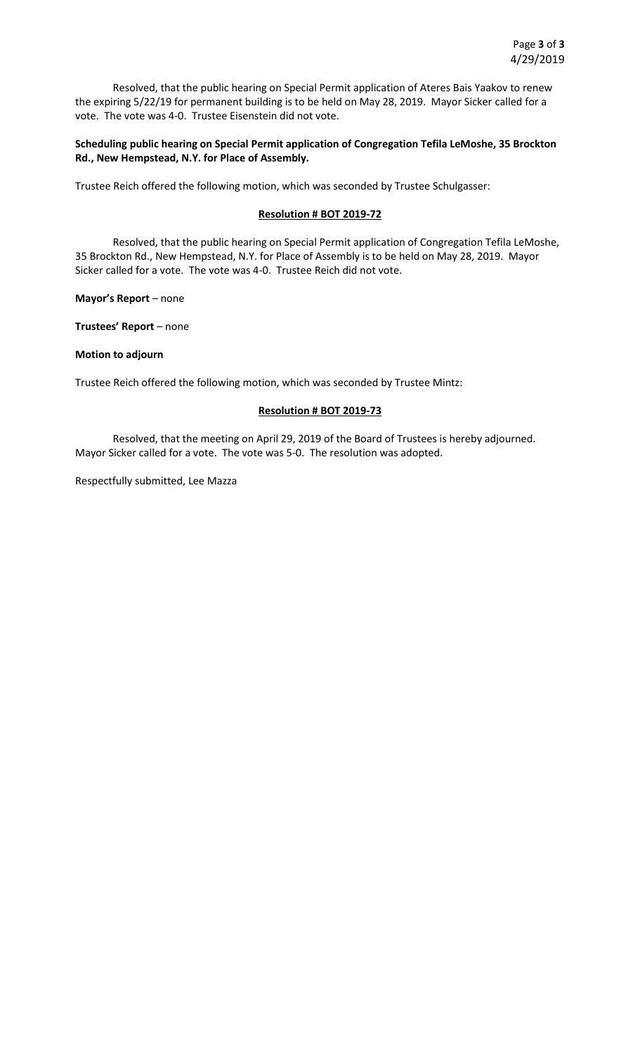Resolved, that the public hearing on Special Permit application of Ateres Bais Yaakov to renew the expiring 5/22/19 for permanent building is to be held on May 28, 2019. Mayor Sicker called for a vote. The vote was 4-0. Trustee Eisenstein did not vote.

**Scheduling public hearing on Special Permit application of Congregation Tefila LeMoshe, 35 Brockton Rd., New Hempstead, N.Y. for Place of Assembly.**

Trustee Reich offered the following motion, which was seconded by Trustee Schulgasser:

**Resolution # BOT 2019-72**

Resolved, that the public hearing on Special Permit application of Congregation Tefila LeMoshe, 35 Brockton Rd., New Hempstead, N.Y. for Place of Assembly is to be held on May 28, 2019. Mayor Sicker called for a vote. The vote was 4-0. Trustee Reich did not vote.

**Mayor's Report** – none

**Trustees' Report** – none

**Motion to adjourn**

Trustee Reich offered the following motion, which was seconded by Trustee Mintz:

**Resolution # BOT 2019-73**

Resolved, that the meeting on April 29, 2019 of the Board of Trustees is hereby adjourned. Mayor Sicker called for a vote. The vote was 5-0. The resolution was adopted.

Respectfully submitted, Lee Mazza